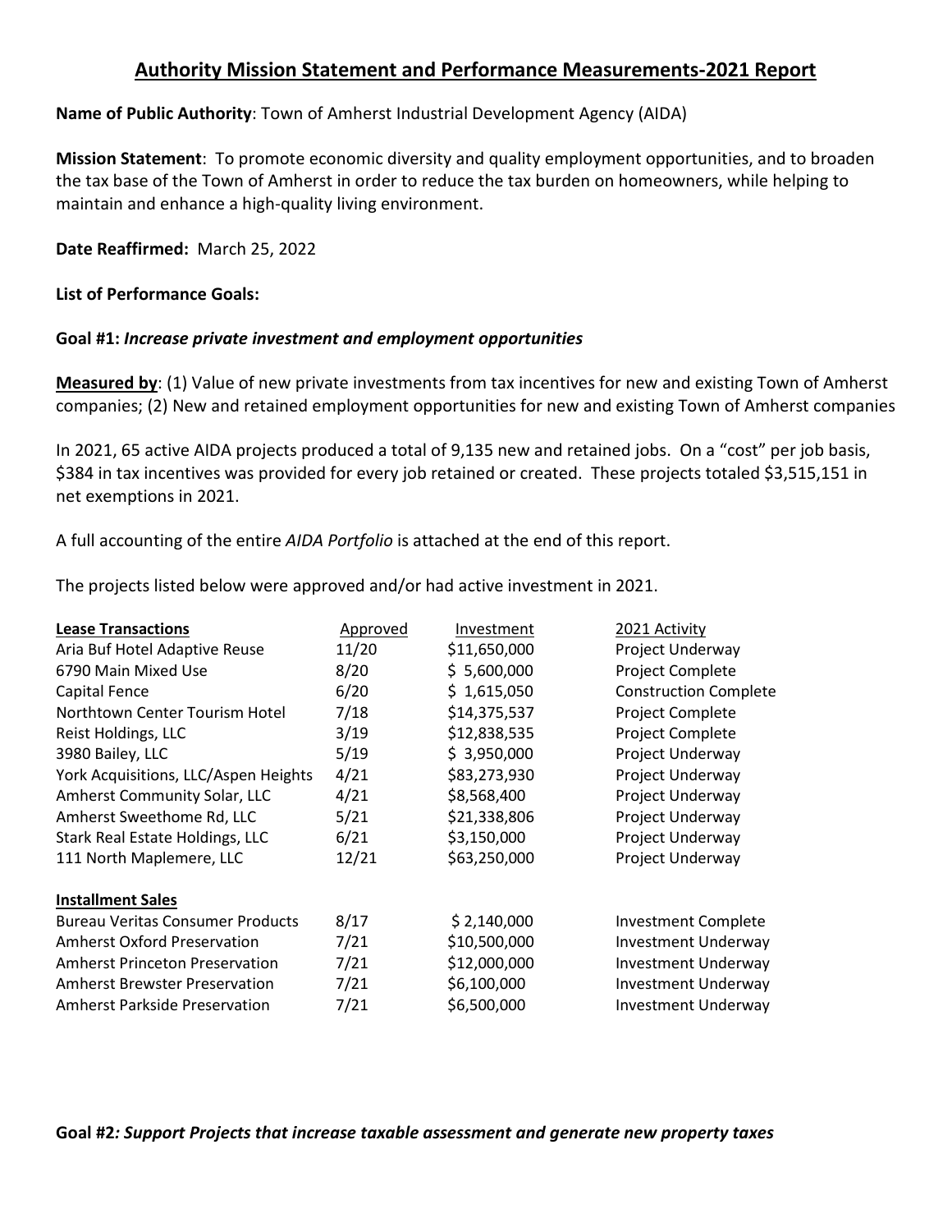# Authority Mission Statement and Performance Measurements-2021 Report

**Name of Public Authority**: Town of Amherst Industrial Development Agency (AIDA)

**Mission Statement**: To promote economic diversity and quality employment opportunities, and to broaden the tax base of the Town of Amherst in order to reduce the tax burden on homeowners, while helping to maintain and enhance a high-quality living environment.

**Date Reaffirmed:** March 25, 2022

**List of Performance Goals:**

**Goal #1:** ***Increase private investment and employment opportunities***

**Measured by**: (1) Value of new private investments from tax incentives for new and existing Town of Amherst companies; (2) New and retained employment opportunities for new and existing Town of Amherst companies

In 2021, 65 active AIDA projects produced a total of 9,135 new and retained jobs. On a "cost" per job basis, $384 in tax incentives was provided for every job retained or created. These projects totaled $3,515,151 in net exemptions in 2021.

A full accounting of the entire *AIDA Portfolio* is attached at the end of this report.

The projects listed below were approved and/or had active investment in 2021.

| Lease Transactions | Approved | Investment | 2021 Activity |
|---|---|---|---|
| Aria Buf Hotel Adaptive Reuse | 11/20 | $11,650,000 | Project Underway |
| 6790 Main Mixed Use | 8/20 | $ 5,600,000 | Project Complete |
| Capital Fence | 6/20 | $ 1,615,050 | Construction Complete |
| Northtown Center Tourism Hotel | 7/18 | $14,375,537 | Project Complete |
| Reist Holdings, LLC | 3/19 | $12,838,535 | Project Complete |
| 3980 Bailey, LLC | 5/19 | $ 3,950,000 | Project Underway |
| York Acquisitions, LLC/Aspen Heights | 4/21 | $83,273,930 | Project Underway |
| Amherst Community Solar, LLC | 4/21 | $8,568,400 | Project Underway |
| Amherst Sweethome Rd, LLC | 5/21 | $21,338,806 | Project Underway |
| Stark Real Estate Holdings, LLC | 6/21 | $3,150,000 | Project Underway |
| 111 North Maplemere, LLC | 12/21 | $63,250,000 | Project Underway |
| **Installment Sales** | | | |
| Bureau Veritas Consumer Products | 8/17 | $ 2,140,000 | Investment Complete |
| Amherst Oxford Preservation | 7/21 | $10,500,000 | Investment Underway |
| Amherst Princeton Preservation | 7/21 | $12,000,000 | Investment Underway |
| Amherst Brewster Preservation | 7/21 | $6,100,000 | Investment Underway |
| Amherst Parkside Preservation | 7/21 | $6,500,000 | Investment Underway |

**Goal #2*: Support Projects that increase taxable assessment and generate new property taxes***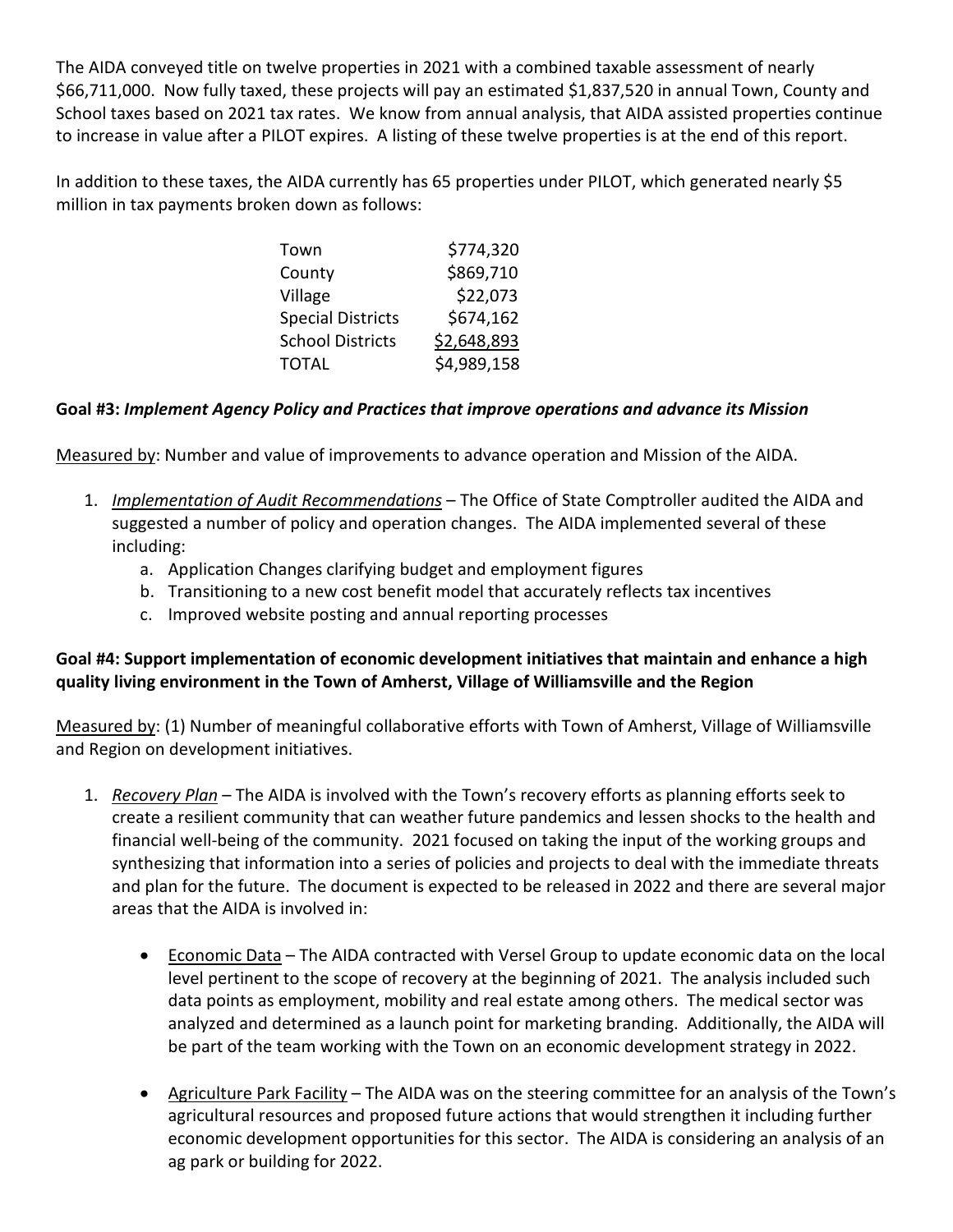The AIDA conveyed title on twelve properties in 2021 with a combined taxable assessment of nearly $66,711,000. Now fully taxed, these projects will pay an estimated $1,837,520 in annual Town, County and School taxes based on 2021 tax rates. We know from annual analysis, that AIDA assisted properties continue to increase in value after a PILOT expires. A listing of these twelve properties is at the end of this report.

In addition to these taxes, the AIDA currently has 65 properties under PILOT, which generated nearly $5 million in tax payments broken down as follows:

| | |
|---|---:|
| Town | $774,320 |
| County | $869,710 |
| Village | $22,073 |
| Special Districts | $674,162 |
| School Districts | $2,648,893 |
| TOTAL | $4,989,158 |

**Goal #3:** ***Implement Agency Policy and Practices that improve operations and advance its Mission***

Measured by: Number and value of improvements to advance operation and Mission of the AIDA.

1. *Implementation of Audit Recommendations* – The Office of State Comptroller audited the AIDA and suggested a number of policy and operation changes. The AIDA implemented several of these including:
   a. Application Changes clarifying budget and employment figures
   b. Transitioning to a new cost benefit model that accurately reflects tax incentives
   c. Improved website posting and annual reporting processes

**Goal #4: Support implementation of economic development initiatives that maintain and enhance a high quality living environment in the Town of Amherst, Village of Williamsville and the Region**

Measured by: (1) Number of meaningful collaborative efforts with Town of Amherst, Village of Williamsville and Region on development initiatives.

1. *Recovery Plan* – The AIDA is involved with the Town's recovery efforts as planning efforts seek to create a resilient community that can weather future pandemics and lessen shocks to the health and financial well-being of the community. 2021 focused on taking the input of the working groups and synthesizing that information into a series of policies and projects to deal with the immediate threats and plan for the future. The document is expected to be released in 2022 and there are several major areas that the AIDA is involved in:

   - Economic Data – The AIDA contracted with Versel Group to update economic data on the local level pertinent to the scope of recovery at the beginning of 2021. The analysis included such data points as employment, mobility and real estate among others. The medical sector was analyzed and determined as a launch point for marketing branding. Additionally, the AIDA will be part of the team working with the Town on an economic development strategy in 2022.

   - Agriculture Park Facility – The AIDA was on the steering committee for an analysis of the Town's agricultural resources and proposed future actions that would strengthen it including further economic development opportunities for this sector. The AIDA is considering an analysis of an ag park or building for 2022.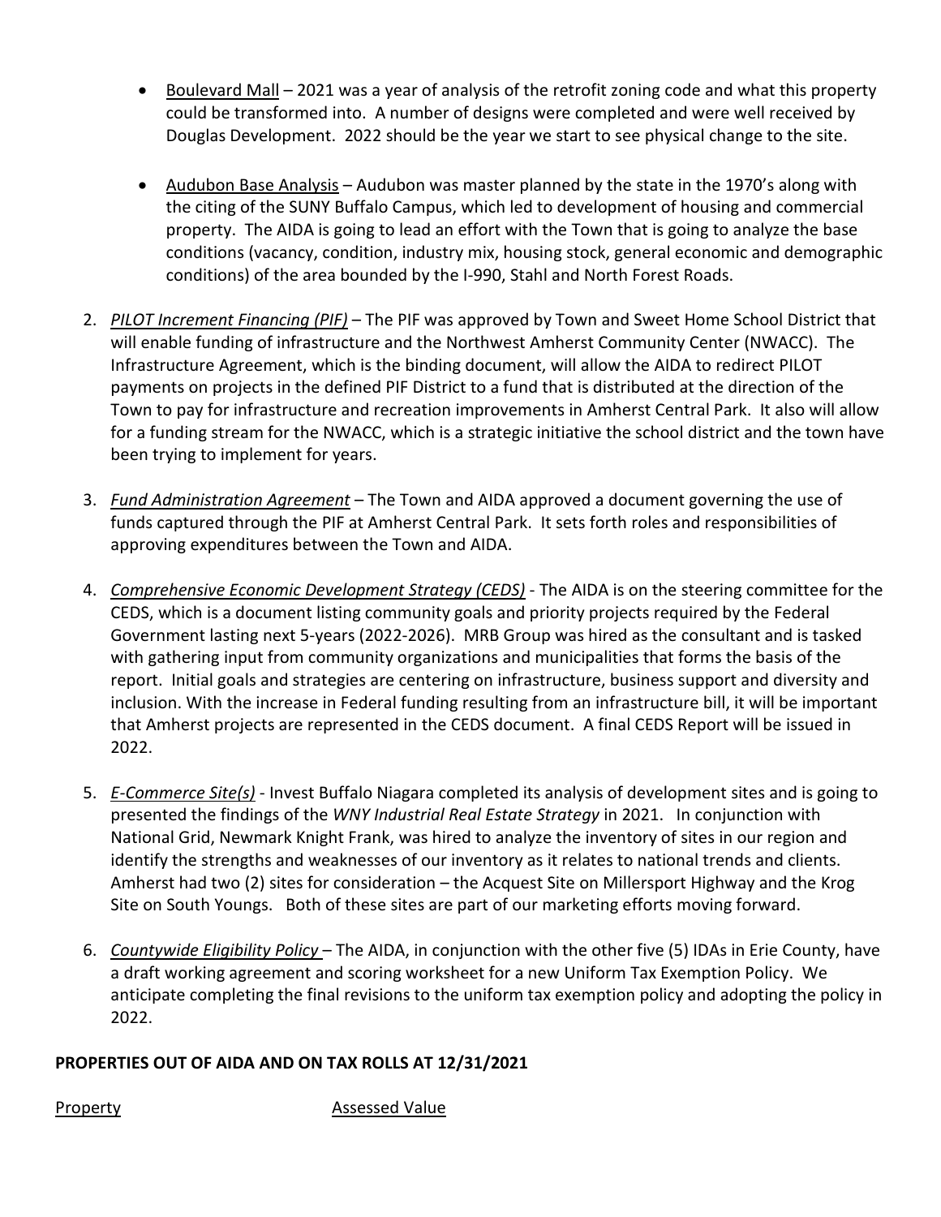- Boulevard Mall – 2021 was a year of analysis of the retrofit zoning code and what this property could be transformed into. A number of designs were completed and were well received by Douglas Development. 2022 should be the year we start to see physical change to the site.

- Audubon Base Analysis – Audubon was master planned by the state in the 1970's along with the citing of the SUNY Buffalo Campus, which led to development of housing and commercial property. The AIDA is going to lead an effort with the Town that is going to analyze the base conditions (vacancy, condition, industry mix, housing stock, general economic and demographic conditions) of the area bounded by the I-990, Stahl and North Forest Roads.

2. *PILOT Increment Financing (PIF)* – The PIF was approved by Town and Sweet Home School District that will enable funding of infrastructure and the Northwest Amherst Community Center (NWACC). The Infrastructure Agreement, which is the binding document, will allow the AIDA to redirect PILOT payments on projects in the defined PIF District to a fund that is distributed at the direction of the Town to pay for infrastructure and recreation improvements in Amherst Central Park. It also will allow for a funding stream for the NWACC, which is a strategic initiative the school district and the town have been trying to implement for years.

3. *Fund Administration Agreement* – The Town and AIDA approved a document governing the use of funds captured through the PIF at Amherst Central Park. It sets forth roles and responsibilities of approving expenditures between the Town and AIDA.

4. *Comprehensive Economic Development Strategy (CEDS)* - The AIDA is on the steering committee for the CEDS, which is a document listing community goals and priority projects required by the Federal Government lasting next 5-years (2022-2026). MRB Group was hired as the consultant and is tasked with gathering input from community organizations and municipalities that forms the basis of the report. Initial goals and strategies are centering on infrastructure, business support and diversity and inclusion. With the increase in Federal funding resulting from an infrastructure bill, it will be important that Amherst projects are represented in the CEDS document. A final CEDS Report will be issued in 2022.

5. *E-Commerce Site(s)* - Invest Buffalo Niagara completed its analysis of development sites and is going to presented the findings of the *WNY Industrial Real Estate Strategy* in 2021. In conjunction with National Grid, Newmark Knight Frank, was hired to analyze the inventory of sites in our region and identify the strengths and weaknesses of our inventory as it relates to national trends and clients. Amherst had two (2) sites for consideration – the Acquest Site on Millersport Highway and the Krog Site on South Youngs. Both of these sites are part of our marketing efforts moving forward.

6. *Countywide Eligibility Policy* – The AIDA, in conjunction with the other five (5) IDAs in Erie County, have a draft working agreement and scoring worksheet for a new Uniform Tax Exemption Policy. We anticipate completing the final revisions to the uniform tax exemption policy and adopting the policy in 2022.

**PROPERTIES OUT OF AIDA AND ON TAX ROLLS AT 12/31/2021**

| Property | Assessed Value |
|---|---|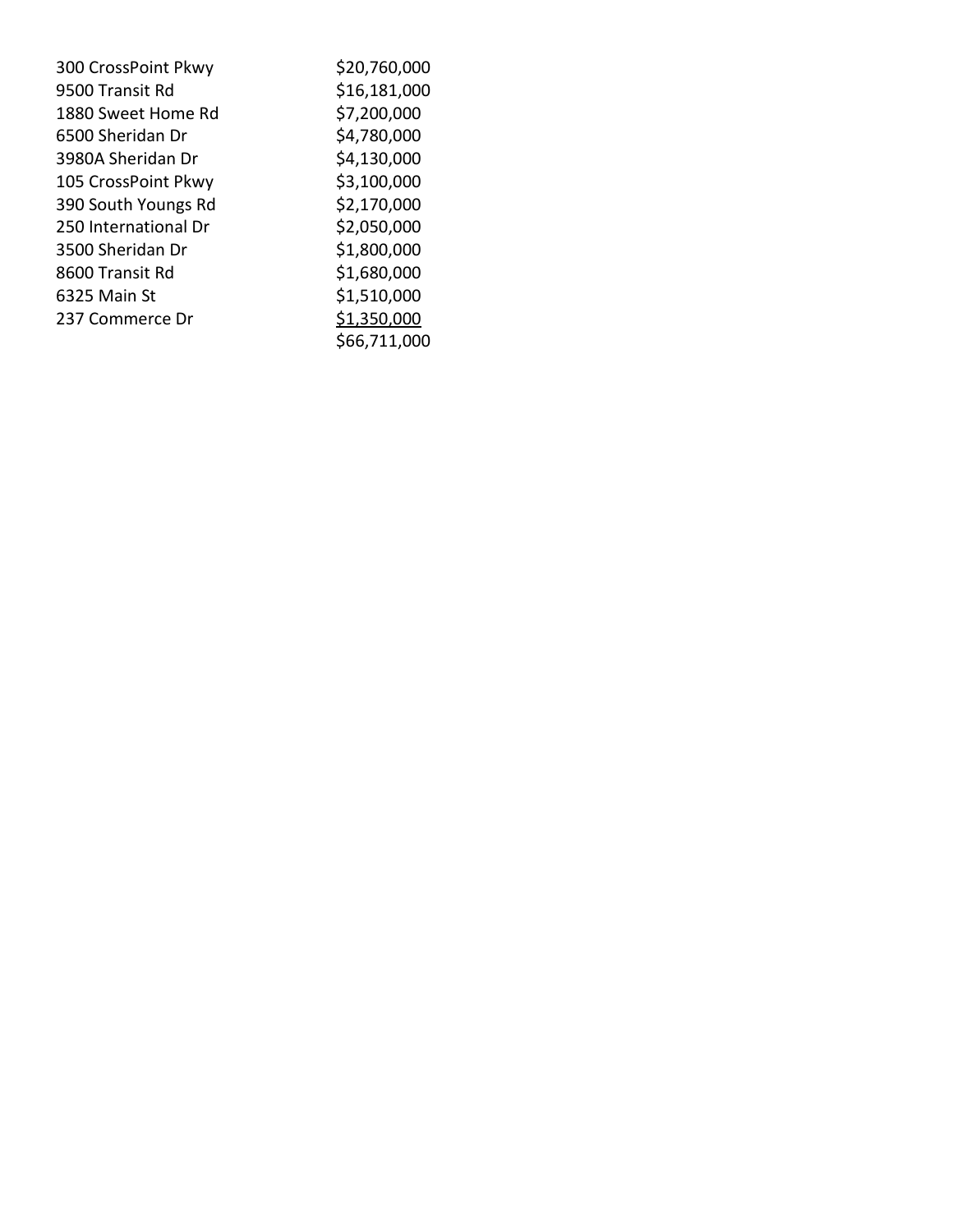| | |
|---|---|
| 300 CrossPoint Pkwy | $20,760,000 |
| 9500 Transit Rd | $16,181,000 |
| 1880 Sweet Home Rd | $7,200,000 |
| 6500 Sheridan Dr | $4,780,000 |
| 3980A Sheridan Dr | $4,130,000 |
| 105 CrossPoint Pkwy | $3,100,000 |
| 390 South Youngs Rd | $2,170,000 |
| 250 International Dr | $2,050,000 |
| 3500 Sheridan Dr | $1,800,000 |
| 8600 Transit Rd | $1,680,000 |
| 6325 Main St | $1,510,000 |
| 237 Commerce Dr | $1,350,000 |
| | $66,711,000 |